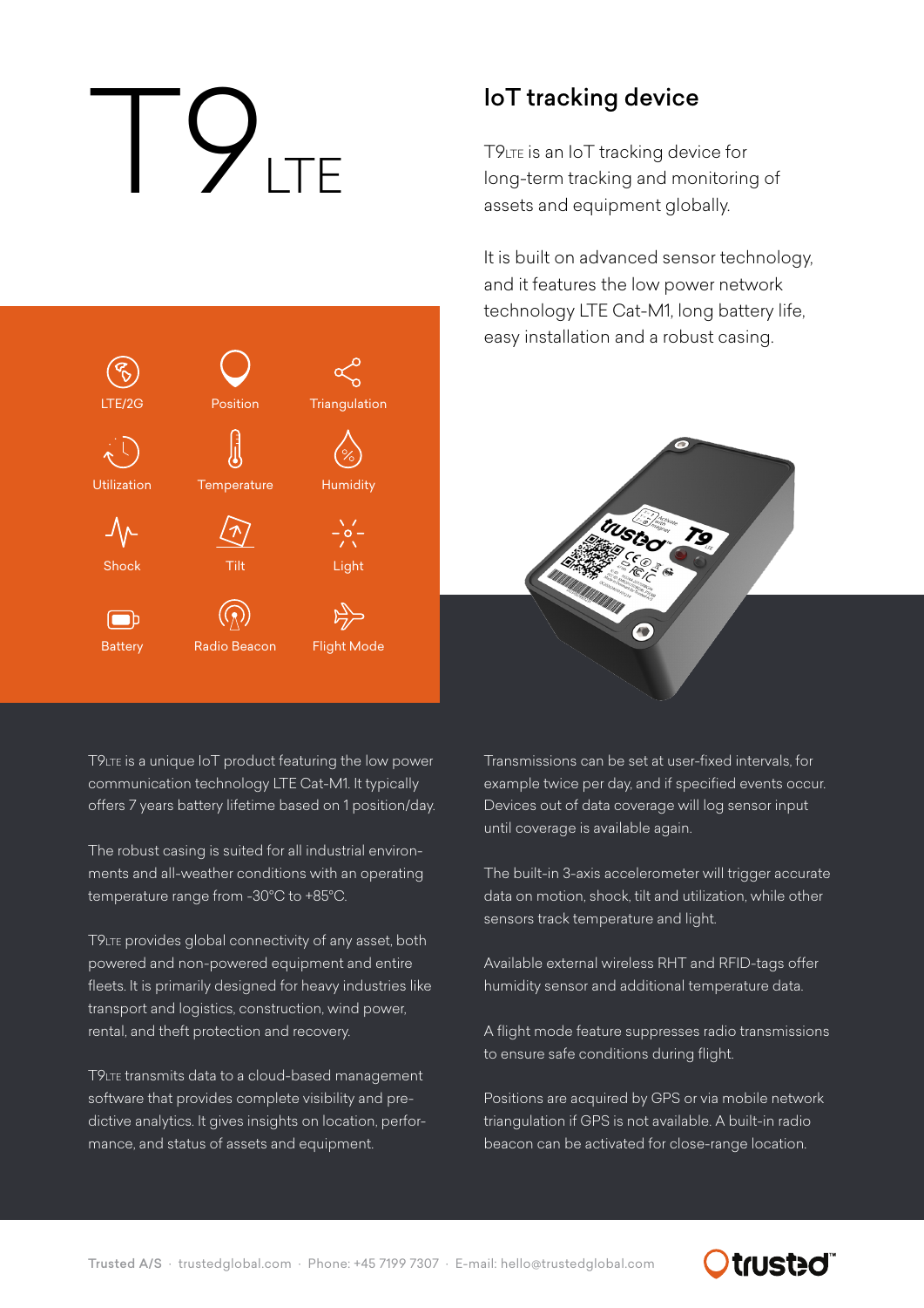# T9LTE

## IoT tracking device

T9LTE is an IoT tracking device for long-term tracking and monitoring of assets and equipment globally.

It is built on advanced sensor technology, and it features the low power network technology LTE Cat-M1, long battery life, easy installation and a robust casing.

- LTE/2G
- Position
- Triangulation
- Utilization
- Temperature
- Humidity
- Shock
- Tilt
- Light
- Battery
- Radio Beacon
- Flight Mode

T9LTE is a unique IoT product featuring the low power communication technology LTE Cat-M1. It typically offers 7 years battery lifetime based on 1 position/day.

The robust casing is suited for all industrial environments and all-weather conditions with an operating temperature range from -30°C to +85°C.

T9LTE provides global connectivity of any asset, both powered and non-powered equipment and entire fleets. It is primarily designed for heavy industries like transport and logistics, construction, wind power, rental, and theft protection and recovery.

T9LTE transmits data to a cloud-based management software that provides complete visibility and predictive analytics. It gives insights on location, performance, and status of assets and equipment.

Transmissions can be set at user-fixed intervals, for example twice per day, and if specified events occur. Devices out of data coverage will log sensor input until coverage is available again.

The built-in 3-axis accelerometer will trigger accurate data on motion, shock, tilt and utilization, while other sensors track temperature and light.

Available external wireless RHT and RFID-tags offer humidity sensor and additional temperature data.

A flight mode feature suppresses radio transmissions to ensure safe conditions during flight.

Positions are acquired by GPS or via mobile network triangulation if GPS is not available. A built-in radio beacon can be activated for close-range location.

Trusted A/S · trustedglobal.com · Phone: +45 7199 7307 · E-mail: hello@trustedglobal.com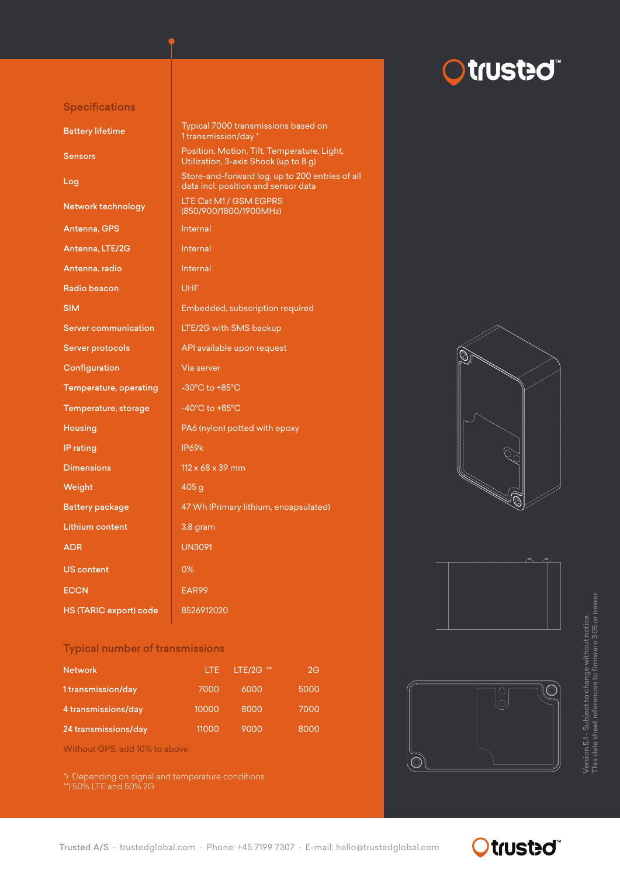## Specifications

| | |
|---|---|
| Battery lifetime | Typical 7000 transmissions based on 1 transmission/day * |
| Sensors | Position, Motion, Tilt, Temperature, Light, Utilization, 3-axis Shock (up to 8 g) |
| Log | Store-and-forward log, up to 200 entries of all data incl. position and sensor data |
| Network technology | LTE Cat M1 / GSM EGPRS (850/900/1800/1900MHz) |
| Antenna, GPS | Internal |
| Antenna, LTE/2G | Internal |
| Antenna, radio | Internal |
| Radio beacon | UHF |
| SIM | Embedded, subscription required |
| Server communication | LTE/2G with SMS backup |
| Server protocols | API available upon request |
| Configuration | Via server |
| Temperature, operating | -30°C to +85°C |
| Temperature, storage | -40°C to +85°C |
| Housing | PA6 (nylon) potted with epoxy |
| IP rating | IP69k |
| Dimensions | 112 x 68 x 39 mm |
| Weight | 405 g |
| Battery package | 47 Wh (Primary lithium, encapsulated) |
| Lithium content | 3,8 gram |
| ADR | UN3091 |
| US content | 0% |
| ECCN | EAR99 |
| HS (TARIC export) code | 8526912020 |

## Typical number of transmissions

| Network | LTE | LTE/2G ** | 2G |
|---|---|---|---|
| 1 transmission/day | 7000 | 6000 | 5000 |
| 4 transmissions/day | 10000 | 8000 | 7000 |
| 24 transmissions/day | 11000 | 9000 | 8000 |

Without GPS, add 10% to above

*) Depending on signal and temperature conditions
**) 50% LTE and 50% 2G

Version 5.1 - Subject to change without notice.
This data sheet references to firmware 3.05 or newer.

Trusted A/S · trustedglobal.com · Phone: +45 7199 7307 · E-mail: hello@trustedglobal.com